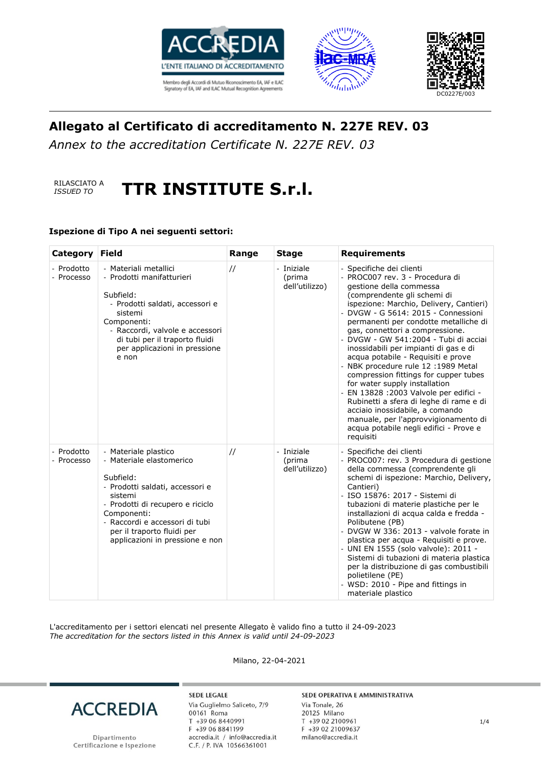ACCREDIA
L'ENTE ITALIANO DI ACCREDITAMENTO

Membro degli Accordi di Mutuo Riconoscimento EA, IAF e ILAC
Signatory of EA, IAF and ILAC Mutual Recognition Agreements

DC0227E/003

## Allegato al Certificato di accreditamento N. 227E REV. 03

*Annex to the accreditation Certificate N. 227E REV. 03*

RILASCIATO A
*ISSUED TO*

# TTR INSTITUTE S.r.l.

**Ispezione di Tipo A nei seguenti settori:**

| Category | Field | Range | Stage | Requirements |
|---|---|---|---|---|
| - Prodotto<br>- Processo | - Materiali metallici<br>- Prodotti manifatturieri<br><br>Subfield:<br>- Prodotti saldati, accessori e sistemi<br>Componenti:<br>- Raccordi, valvole e accessori di tubi per il traporto fluidi per applicazioni in pressione e non | // | - Iniziale (prima dell'utilizzo) | - Specifiche dei clienti<br>- PROC007 rev. 3 - Procedura di gestione della commessa (comprendente gli schemi di ispezione: Marchio, Delivery, Cantieri)<br>- DVGW - G 5614: 2015 - Connessioni permanenti per condotte metalliche di gas, connettori a compressione.<br>- DVGW - GW 541:2004 - Tubi di acciai inossidabili per impianti di gas e di acqua potabile - Requisiti e prove<br>- NBK procedure rule 12 :1989 Metal compression fittings for cupper tubes for water supply installation<br>- EN 13828 :2003 Valvole per edifici - Rubinetti a sfera di leghe di rame e di acciaio inossidabile, a comando manuale, per l'approvvigionamento di acqua potabile negli edifici - Prove e requisiti |
| - Prodotto<br>- Processo | - Materiale plastico<br>- Materiale elastomerico<br><br>Subfield:<br>- Prodotti saldati, accessori e sistemi<br>- Prodotti di recupero e riciclo<br>Componenti:<br>- Raccordi e accessori di tubi per il traporto fluidi per applicazioni in pressione e non | // | - Iniziale (prima dell'utilizzo) | - Specifiche dei clienti<br>- PROC007: rev. 3 Procedura di gestione della commessa (comprendente gli schemi di ispezione: Marchio, Delivery, Cantieri)<br>- ISO 15876: 2017 - Sistemi di tubazioni di materie plastiche per le installazioni di acqua calda e fredda - Polibutene (PB)<br>- DVGW W 336: 2013 - valvole forate in plastica per acqua - Requisiti e prove.<br>- UNI EN 1555 (solo valvole): 2011 - Sistemi di tubazioni di materia plastica per la distribuzione di gas combustibili polietilene (PE)<br>- WSD: 2010 - Pipe and fittings in materiale plastico |

L'accreditamento per i settori elencati nel presente Allegato è valido fino a tutto il 24-09-2023
*The accreditation for the sectors listed in this Annex is valid until 24-09-2023*

Milano, 22-04-2021

ACCREDIA
Dipartimento Certificazione e Ispezione

SEDE LEGALE
Via Guglielmo Saliceto, 7/9
00161 Roma
T +39 06 8440991
F +39 06 8841199
accredia.it / info@accredia.it
C.F. / P. IVA 10566361001

SEDE OPERATIVA E AMMINISTRATIVA
Via Tonale, 26
20125 Milano
T +39 02 2100961
F +39 02 21009637
milano@accredia.it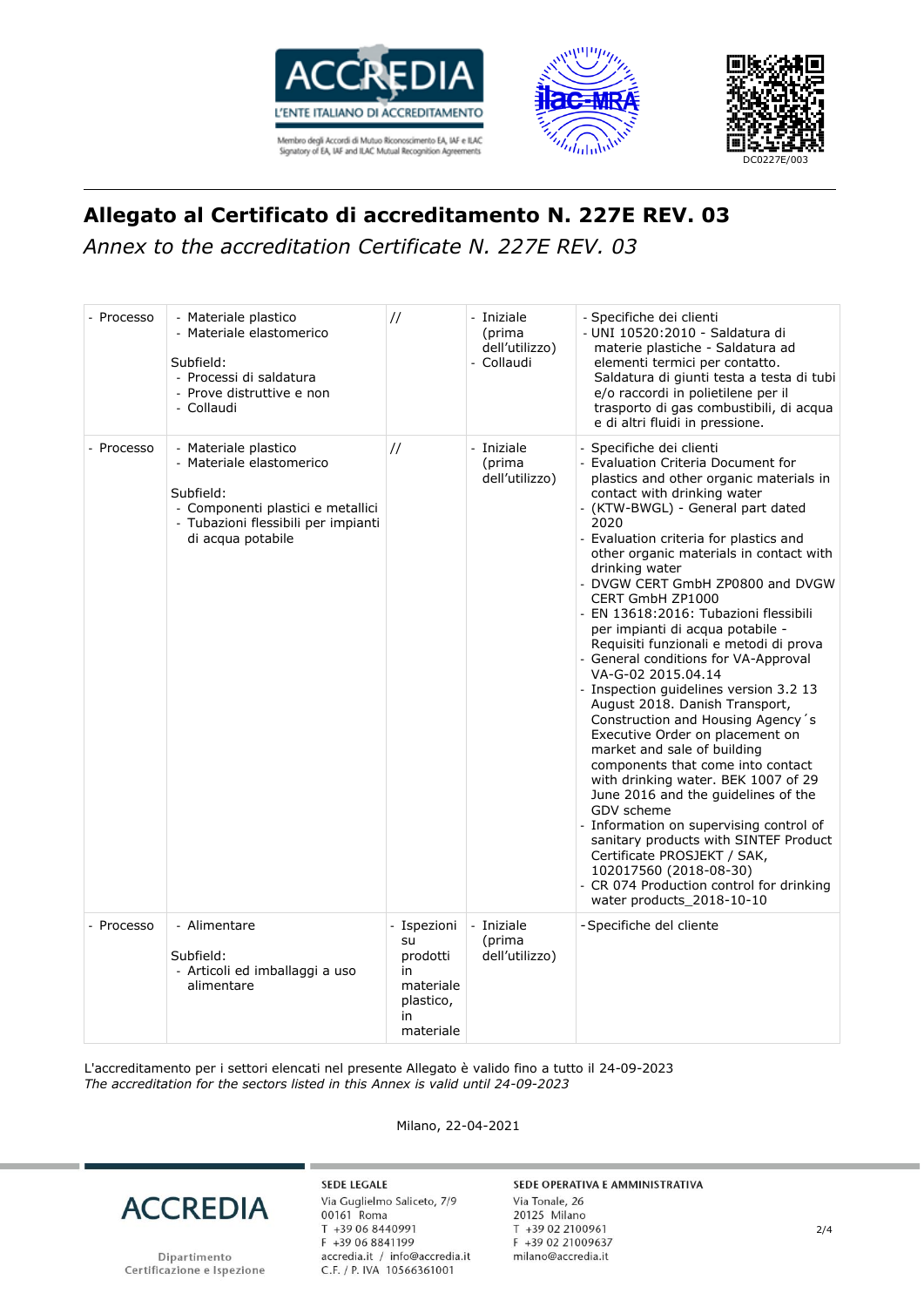## Allegato al Certificato di accreditamento N. 227E REV. 03

*Annex to the accreditation Certificate N. 227E REV. 03*

| | | | | |
|---|---|---|---|---|
| - Processo | - Materiale plastico<br>- Materiale elastomerico<br><br>Subfield:<br>- Processi di saldatura<br>- Prove distruttive e non<br>- Collaudi | // | - Iniziale (prima dell'utilizzo)<br>- Collaudi | - Specifiche dei clienti<br>- UNI 10520:2010 - Saldatura di materie plastiche - Saldatura ad elementi termici per contatto. Saldatura di giunti testa a testa di tubi e/o raccordi in polietilene per il trasporto di gas combustibili, di acqua e di altri fluidi in pressione. |
| - Processo | - Materiale plastico<br>- Materiale elastomerico<br><br>Subfield:<br>- Componenti plastici e metallici<br>- Tubazioni flessibili per impianti di acqua potabile | // | - Iniziale (prima dell'utilizzo) | - Specifiche dei clienti<br>- Evaluation Criteria Document for plastics and other organic materials in contact with drinking water<br>- (KTW-BWGL) - General part dated 2020<br>- Evaluation criteria for plastics and other organic materials in contact with drinking water<br>- DVGW CERT GmbH ZP0800 and DVGW CERT GmbH ZP1000<br>- EN 13618:2016: Tubazioni flessibili per impianti di acqua potabile - Requisiti funzionali e metodi di prova<br>- General conditions for VA-Approval VA-G-02 2015.04.14<br>- Inspection guidelines version 3.2 13 August 2018. Danish Transport, Construction and Housing Agency´s Executive Order on placement on market and sale of building components that come into contact with drinking water. BEK 1007 of 29 June 2016 and the guidelines of the GDV scheme<br>- Information on supervising control of sanitary products with SINTEF Product Certificate PROSJEKT / SAK, 102017560 (2018-08-30)<br>- CR 074 Production control for drinking water products_2018-10-10 |
| - Processo | - Alimentare<br><br>Subfield:<br>- Articoli ed imballaggi a uso alimentare | - Ispezioni su prodotti in materiale plastico, in materiale | - Iniziale (prima dell'utilizzo) | - Specifiche del cliente |

L'accreditamento per i settori elencati nel presente Allegato è valido fino a tutto il 24-09-2023
*The accreditation for the sectors listed in this Annex is valid until 24-09-2023*

Milano, 22-04-2021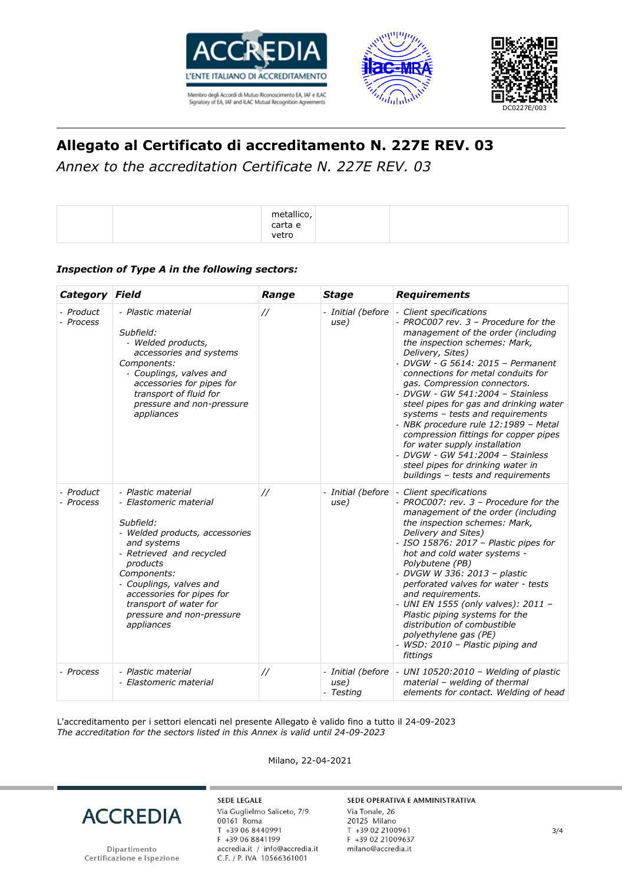# Allegato al Certificato di accreditamento N. 227E REV. 03

*Annex to the accreditation Certificate N. 227E REV. 03*

| | | metallico, carta e vetro | | |
|---|---|---|---|---|

***Inspection of Type A in the following sectors:***

| *Category* | *Field* | *Range* | *Stage* | *Requirements* |
|---|---|---|---|---|
| *- Product*<br>*- Process* | *- Plastic material*<br><br>*Subfield:*<br>*- Welded products, accessories and systems*<br>*Components:*<br>*- Couplings, valves and accessories for pipes for transport of fluid for pressure and non-pressure appliances* | *//* | *- Initial (before use)* | *- Client specifications*<br>*- PROC007 rev. 3 – Procedure for the management of the order (including the inspection schemes: Mark, Delivery, Sites)*<br>*- DVGW - G 5614: 2015 – Permanent connections for metal conduits for gas. Compression connectors.*<br>*- DVGW - GW 541:2004 – Stainless steel pipes for gas and drinking water systems – tests and requirements*<br>*- NBK procedure rule 12:1989 – Metal compression fittings for copper pipes for water supply installation*<br>*- DVGW - GW 541:2004 – Stainless steel pipes for drinking water in buildings – tests and requirements* |
| *- Product*<br>*- Process* | *- Plastic material*<br>*- Elastomeric material*<br><br>*Subfield:*<br>*- Welded products, accessories and systems*<br>*- Retrieved and recycled products*<br>*Components:*<br>*- Couplings, valves and accessories for pipes for transport of water for pressure and non-pressure appliances* | *//* | *- Initial (before use)* | *- Client specifications*<br>*- PROC007: rev. 3 – Procedure for the management of the order (including the inspection schemes: Mark, Delivery and Sites)*<br>*- ISO 15876: 2017 – Plastic pipes for hot and cold water systems - Polybutene (PB)*<br>*- DVGW W 336: 2013 – plastic perforated valves for water - tests and requirements.*<br>*- UNI EN 1555 (only valves): 2011 – Plastic piping systems for the distribution of combustible polyethylene gas (PE)*<br>*- WSD: 2010 – Plastic piping and fittings* |
| *- Process* | *- Plastic material*<br>*- Elastomeric material* | *//* | *- Initial (before use)*<br>*- Testing* | *- UNI 10520:2010 – Welding of plastic material – welding of thermal elements for contact. Welding of head* |

L'accreditamento per i settori elencati nel presente Allegato è valido fino a tutto il 24-09-2023
*The accreditation for the sectors listed in this Annex is valid until 24-09-2023*

Milano, 22-04-2021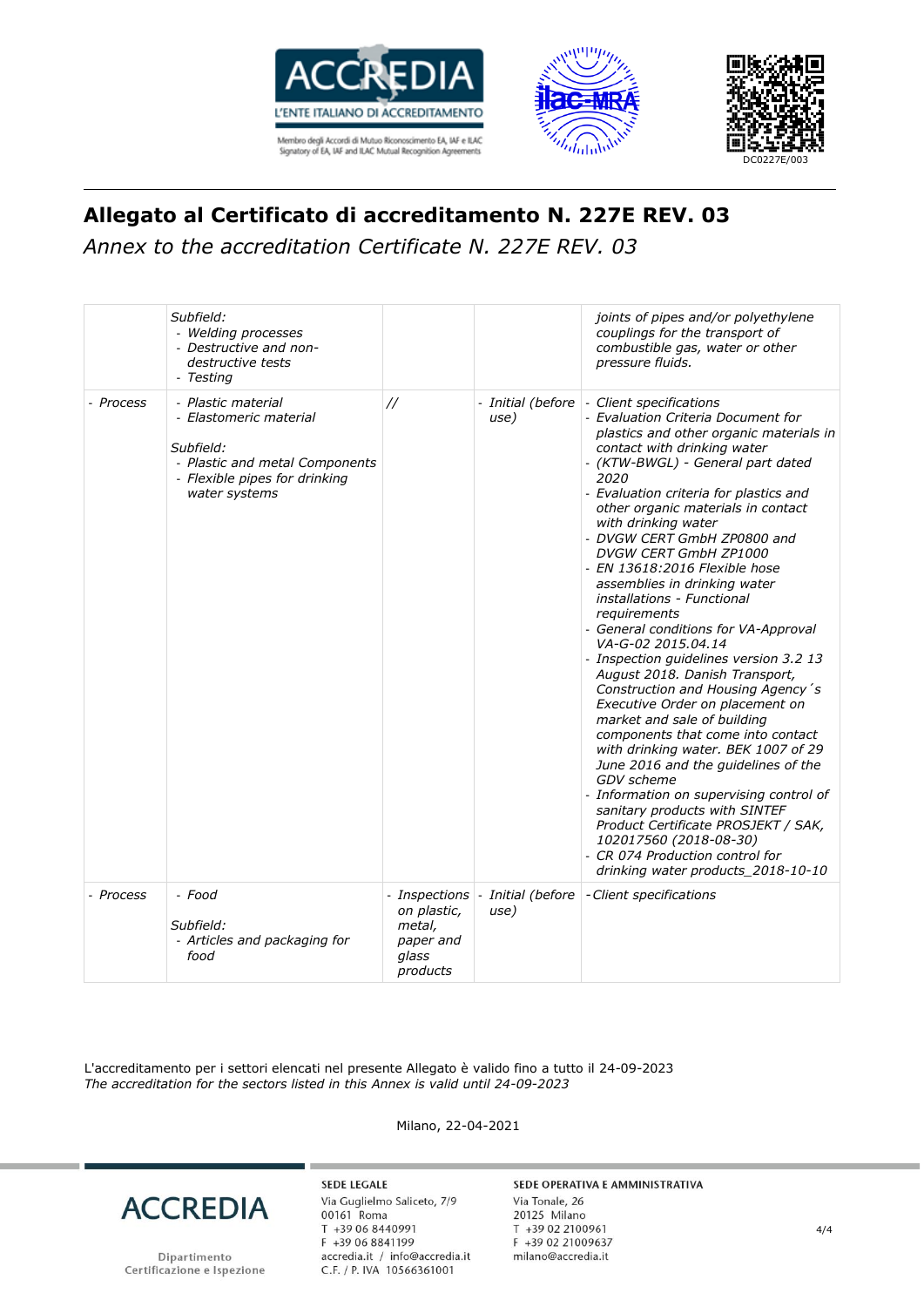## Allegato al Certificato di accreditamento N. 227E REV. 03

*Annex to the accreditation Certificate N. 227E REV. 03*

| | | | | |
|---|---|---|---|---|
| | *Subfield:*<br>- *Welding processes*<br>- *Destructive and non-destructive tests*<br>- *Testing* | | | *joints of pipes and/or polyethylene couplings for the transport of combustible gas, water or other pressure fluids.* |
| - *Process* | - *Plastic material*<br>- *Elastomeric material*<br><br>*Subfield:*<br>- *Plastic and metal Components*<br>- *Flexible pipes for drinking water systems* | *//* | - *Initial (before use)* | - *Client specifications*<br>- *Evaluation Criteria Document for plastics and other organic materials in contact with drinking water*<br>- *(KTW-BWGL) - General part dated 2020*<br>- *Evaluation criteria for plastics and other organic materials in contact with drinking water*<br>- *DVGW CERT GmbH ZP0800 and DVGW CERT GmbH ZP1000*<br>- *EN 13618:2016 Flexible hose assemblies in drinking water installations - Functional requirements*<br>- *General conditions for VA-Approval VA-G-02 2015.04.14*<br>- *Inspection guidelines version 3.2 13 August 2018. Danish Transport, Construction and Housing Agency´s Executive Order on placement on market and sale of building components that come into contact with drinking water. BEK 1007 of 29 June 2016 and the guidelines of the GDV scheme*<br>- *Information on supervising control of sanitary products with SINTEF Product Certificate PROSJEKT / SAK, 102017560 (2018-08-30)*<br>- *CR 074 Production control for drinking water products_2018-10-10* |
| - *Process* | - *Food*<br><br>*Subfield:*<br>- *Articles and packaging for food* | - *Inspections on plastic, metal, paper and glass products* | - *Initial (before use)* | - *Client specifications* |

L'accreditamento per i settori elencati nel presente Allegato è valido fino a tutto il 24-09-2023
*The accreditation for the sectors listed in this Annex is valid until 24-09-2023*

Milano, 22-04-2021